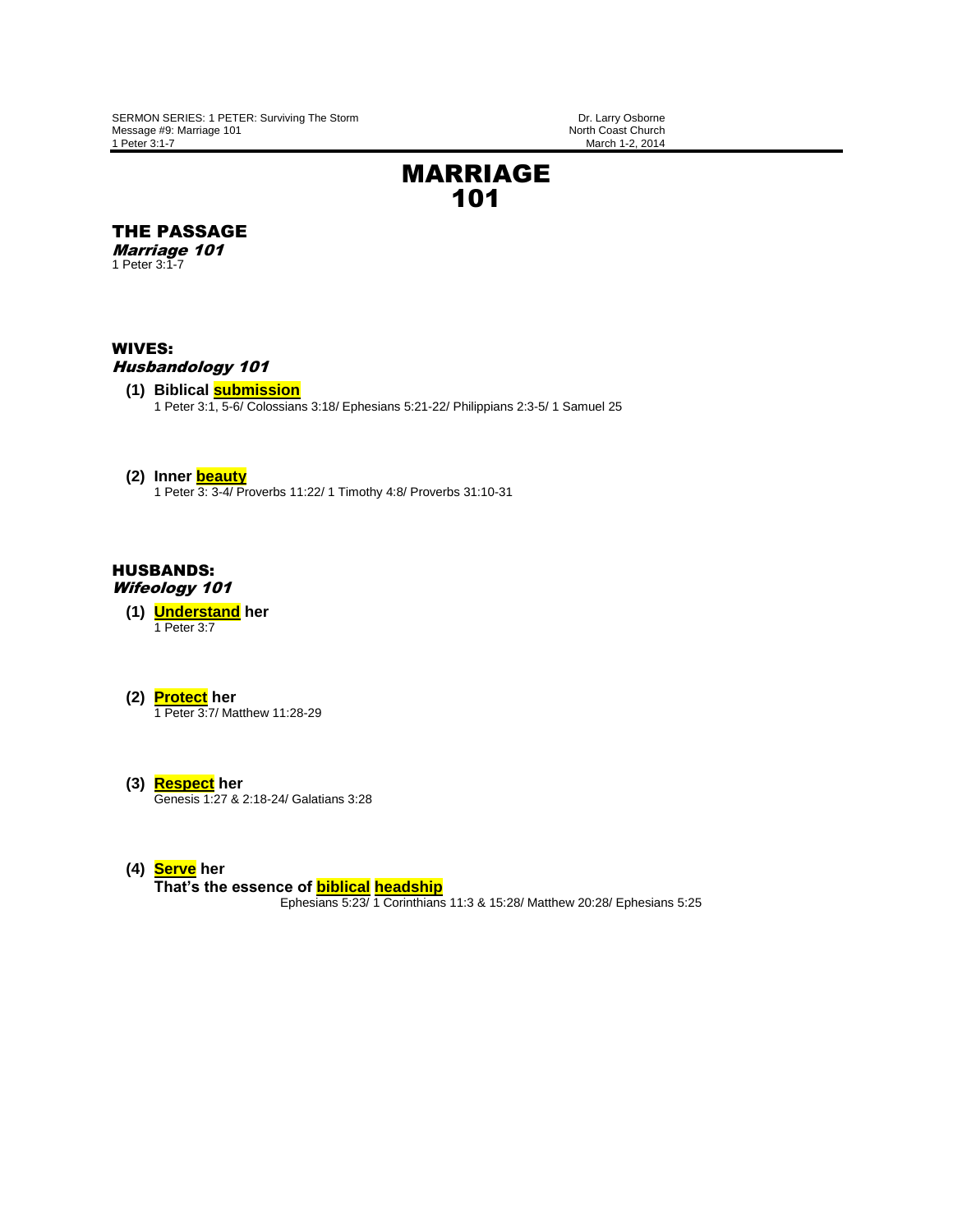SERMON SERIES: 1 PETER: Surviving The Storm
Message #9: Marriage 101
1 Peter 3:1-7

Dr. Larry Osborne
North Coast Church
March 1-2, 2014

# MARRIAGE 101

## THE PASSAGE

***Marriage 101***

1 Peter 3:1-7

## WIVES:

***Husbandology 101***

**(1) Biblical submission**

1 Peter 3:1, 5-6/ Colossians 3:18/ Ephesians 5:21-22/ Philippians 2:3-5/ 1 Samuel 25

**(2) Inner beauty**

1 Peter 3: 3-4/ Proverbs 11:22/ 1 Timothy 4:8/ Proverbs 31:10-31

## HUSBANDS:

***Wifeology 101***

**(1) Understand her**

1 Peter 3:7

**(2) Protect her**

1 Peter 3:7/ Matthew 11:28-29

**(3) Respect her**

Genesis 1:27 & 2:18-24/ Galatians 3:28

**(4) Serve her**

**That's the essence of biblical headship**

Ephesians 5:23/ 1 Corinthians 11:3 & 15:28/ Matthew 20:28/ Ephesians 5:25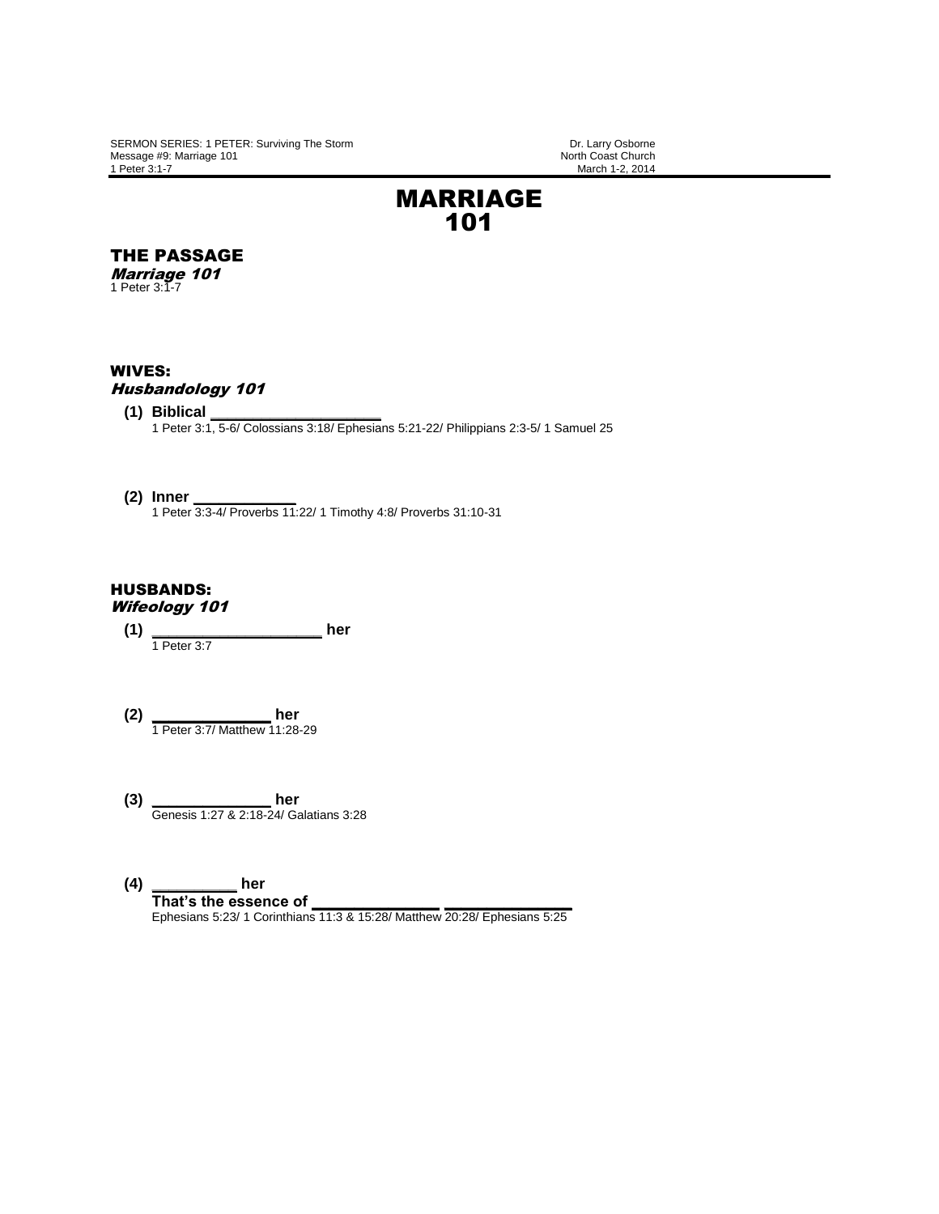SERMON SERIES: 1 PETER: Surviving The Storm
Message #9: Marriage 101
1 Peter 3:1-7

Dr. Larry Osborne
North Coast Church
March 1-2, 2014

# MARRIAGE 101

## THE PASSAGE

***Marriage 101***
1 Peter 3:1-7

## WIVES:

***Husbandology 101***

**(1) Biblical ___________________**
1 Peter 3:1, 5-6/ Colossians 3:18/ Ephesians 5:21-22/ Philippians 2:3-5/ 1 Samuel 25

**(2) Inner ___________**
1 Peter 3:3-4/ Proverbs 11:22/ 1 Timothy 4:8/ Proverbs 31:10-31

## HUSBANDS:

***Wifeology 101***

**(1) ___________________ her**
1 Peter 3:7

**(2) _____________ her**
1 Peter 3:7/ Matthew 11:28-29

**(3) _____________ her**
Genesis 1:27 & 2:18-24/ Galatians 3:28

**(4) _________ her**
**That's the essence of _____________ _____________**
Ephesians 5:23/ 1 Corinthians 11:3 & 15:28/ Matthew 20:28/ Ephesians 5:25